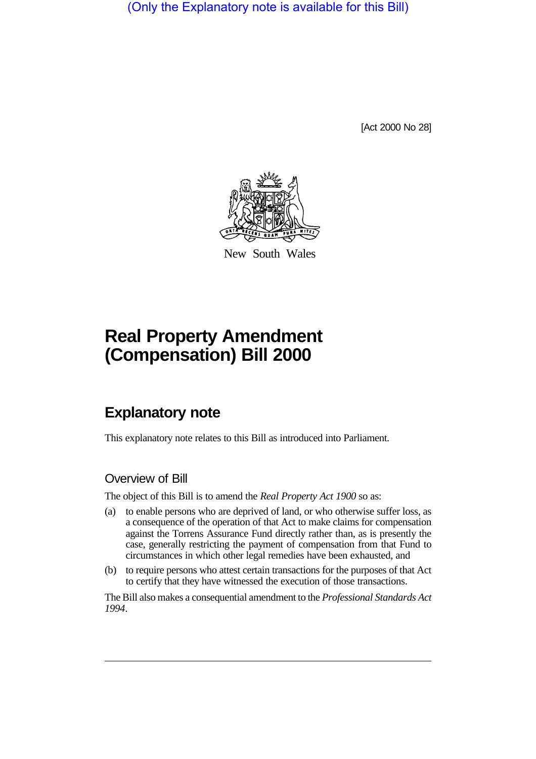(Only the Explanatory note is available for this Bill)

[Act 2000 No 28]

New South Wales

# Real Property Amendment (Compensation) Bill 2000

## Explanatory note

This explanatory note relates to this Bill as introduced into Parliament.

### Overview of Bill

The object of this Bill is to amend the *Real Property Act 1900* so as:

(a) to enable persons who are deprived of land, or who otherwise suffer loss, as a consequence of the operation of that Act to make claims for compensation against the Torrens Assurance Fund directly rather than, as is presently the case, generally restricting the payment of compensation from that Fund to circumstances in which other legal remedies have been exhausted, and

(b) to require persons who attest certain transactions for the purposes of that Act to certify that they have witnessed the execution of those transactions.

The Bill also makes a consequential amendment to the *Professional Standards Act 1994*.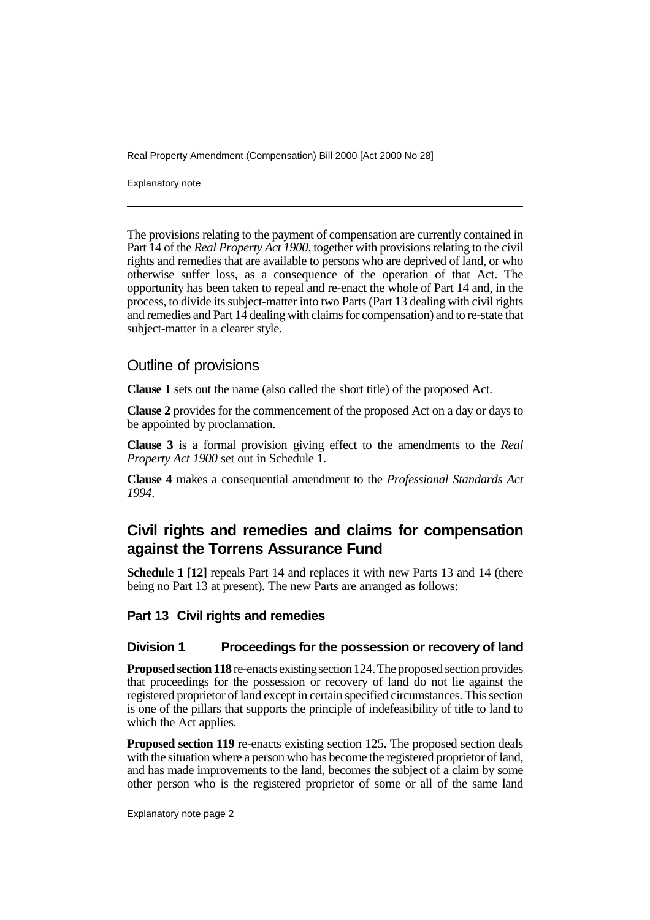The provisions relating to the payment of compensation are currently contained in Part 14 of the *Real Property Act 1900*, together with provisions relating to the civil rights and remedies that are available to persons who are deprived of land, or who otherwise suffer loss, as a consequence of the operation of that Act. The opportunity has been taken to repeal and re-enact the whole of Part 14 and, in the process, to divide its subject-matter into two Parts (Part 13 dealing with civil rights and remedies and Part 14 dealing with claims for compensation) and to re-state that subject-matter in a clearer style.

## Outline of provisions

**Clause 1** sets out the name (also called the short title) of the proposed Act.

**Clause 2** provides for the commencement of the proposed Act on a day or days to be appointed by proclamation.

**Clause 3** is a formal provision giving effect to the amendments to the *Real Property Act 1900* set out in Schedule 1.

**Clause 4** makes a consequential amendment to the *Professional Standards Act 1994*.

## Civil rights and remedies and claims for compensation against the Torrens Assurance Fund

**Schedule 1 [12]** repeals Part 14 and replaces it with new Parts 13 and 14 (there being no Part 13 at present). The new Parts are arranged as follows:

### Part 13 Civil rights and remedies

#### Division 1 Proceedings for the possession or recovery of land

**Proposed section 118** re-enacts existing section 124. The proposed section provides that proceedings for the possession or recovery of land do not lie against the registered proprietor of land except in certain specified circumstances. This section is one of the pillars that supports the principle of indefeasibility of title to land to which the Act applies.

**Proposed section 119** re-enacts existing section 125. The proposed section deals with the situation where a person who has become the registered proprietor of land, and has made improvements to the land, becomes the subject of a claim by some other person who is the registered proprietor of some or all of the same land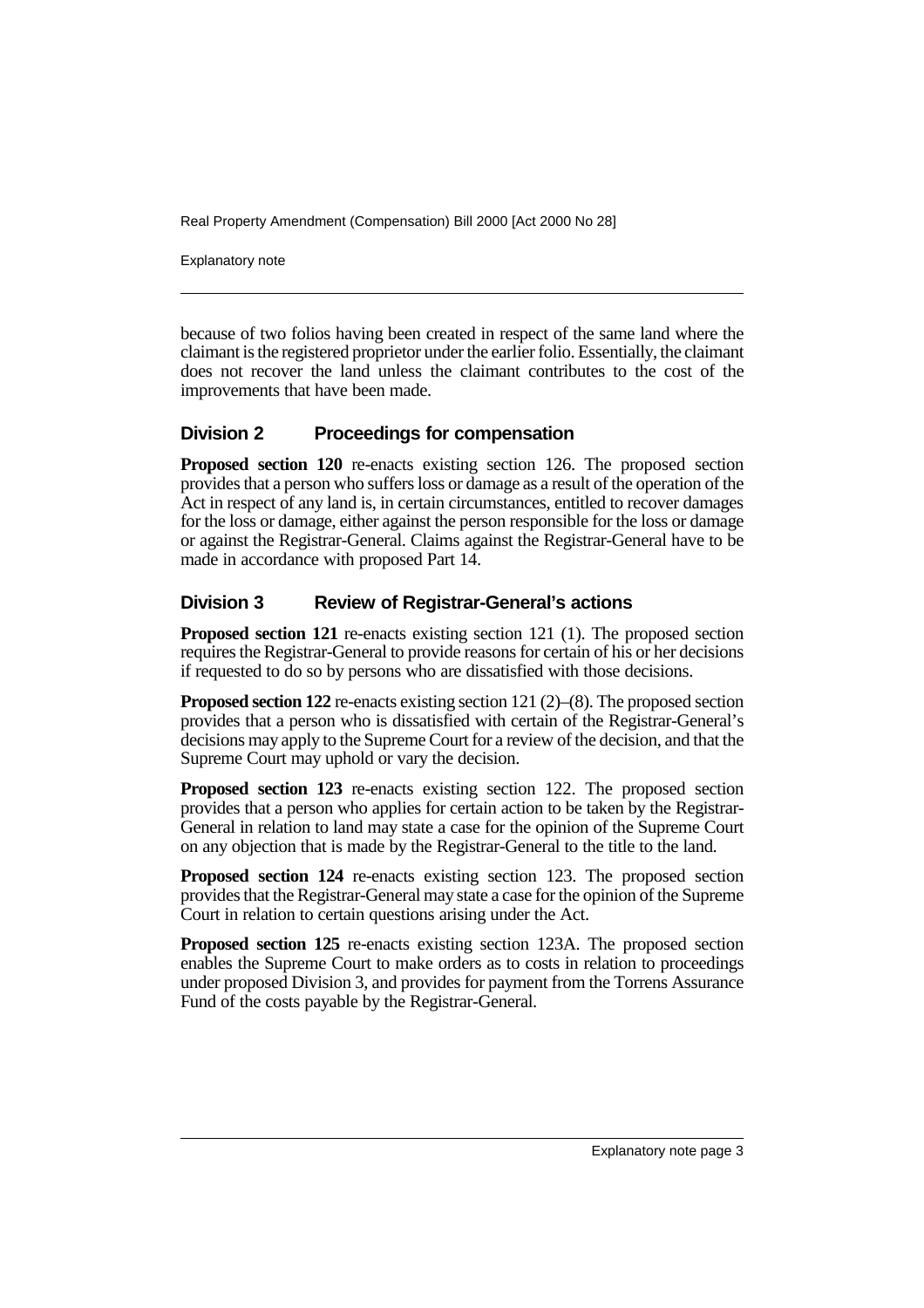because of two folios having been created in respect of the same land where the claimant is the registered proprietor under the earlier folio. Essentially, the claimant does not recover the land unless the claimant contributes to the cost of the improvements that have been made.

### Division 2 Proceedings for compensation

**Proposed section 120** re-enacts existing section 126. The proposed section provides that a person who suffers loss or damage as a result of the operation of the Act in respect of any land is, in certain circumstances, entitled to recover damages for the loss or damage, either against the person responsible for the loss or damage or against the Registrar-General. Claims against the Registrar-General have to be made in accordance with proposed Part 14.

### Division 3 Review of Registrar-General's actions

**Proposed section 121** re-enacts existing section 121 (1). The proposed section requires the Registrar-General to provide reasons for certain of his or her decisions if requested to do so by persons who are dissatisfied with those decisions.

**Proposed section 122** re-enacts existing section 121 (2)–(8). The proposed section provides that a person who is dissatisfied with certain of the Registrar-General's decisions may apply to the Supreme Court for a review of the decision, and that the Supreme Court may uphold or vary the decision.

**Proposed section 123** re-enacts existing section 122. The proposed section provides that a person who applies for certain action to be taken by the Registrar-General in relation to land may state a case for the opinion of the Supreme Court on any objection that is made by the Registrar-General to the title to the land.

**Proposed section 124** re-enacts existing section 123. The proposed section provides that the Registrar-General may state a case for the opinion of the Supreme Court in relation to certain questions arising under the Act.

**Proposed section 125** re-enacts existing section 123A. The proposed section enables the Supreme Court to make orders as to costs in relation to proceedings under proposed Division 3, and provides for payment from the Torrens Assurance Fund of the costs payable by the Registrar-General.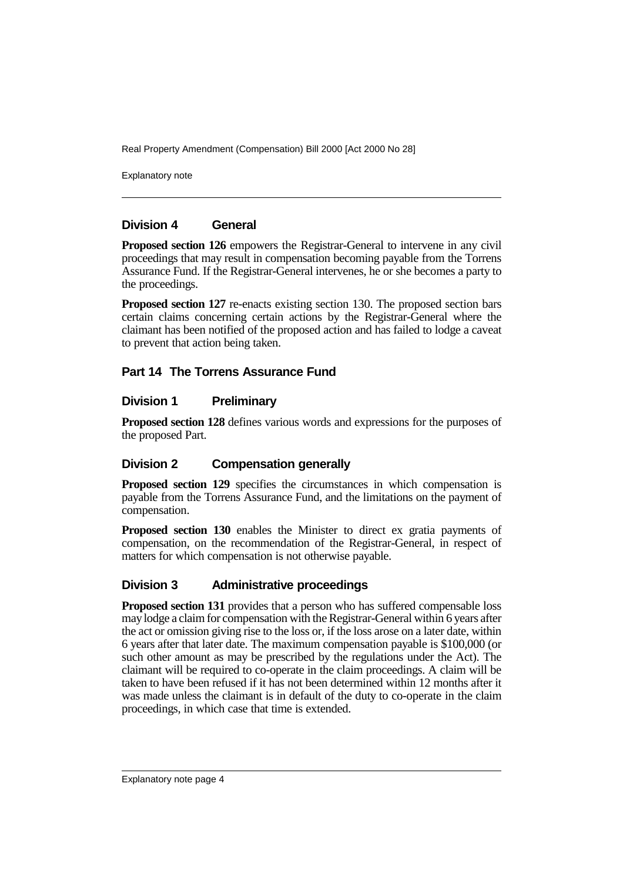## Division 4 General

**Proposed section 126** empowers the Registrar-General to intervene in any civil proceedings that may result in compensation becoming payable from the Torrens Assurance Fund. If the Registrar-General intervenes, he or she becomes a party to the proceedings.

**Proposed section 127** re-enacts existing section 130. The proposed section bars certain claims concerning certain actions by the Registrar-General where the claimant has been notified of the proposed action and has failed to lodge a caveat to prevent that action being taken.

# Part 14 The Torrens Assurance Fund

## Division 1 Preliminary

**Proposed section 128** defines various words and expressions for the purposes of the proposed Part.

## Division 2 Compensation generally

**Proposed section 129** specifies the circumstances in which compensation is payable from the Torrens Assurance Fund, and the limitations on the payment of compensation.

**Proposed section 130** enables the Minister to direct ex gratia payments of compensation, on the recommendation of the Registrar-General, in respect of matters for which compensation is not otherwise payable.

## Division 3 Administrative proceedings

**Proposed section 131** provides that a person who has suffered compensable loss may lodge a claim for compensation with the Registrar-General within 6 years after the act or omission giving rise to the loss or, if the loss arose on a later date, within 6 years after that later date. The maximum compensation payable is $100,000 (or such other amount as may be prescribed by the regulations under the Act). The claimant will be required to co-operate in the claim proceedings. A claim will be taken to have been refused if it has not been determined within 12 months after it was made unless the claimant is in default of the duty to co-operate in the claim proceedings, in which case that time is extended.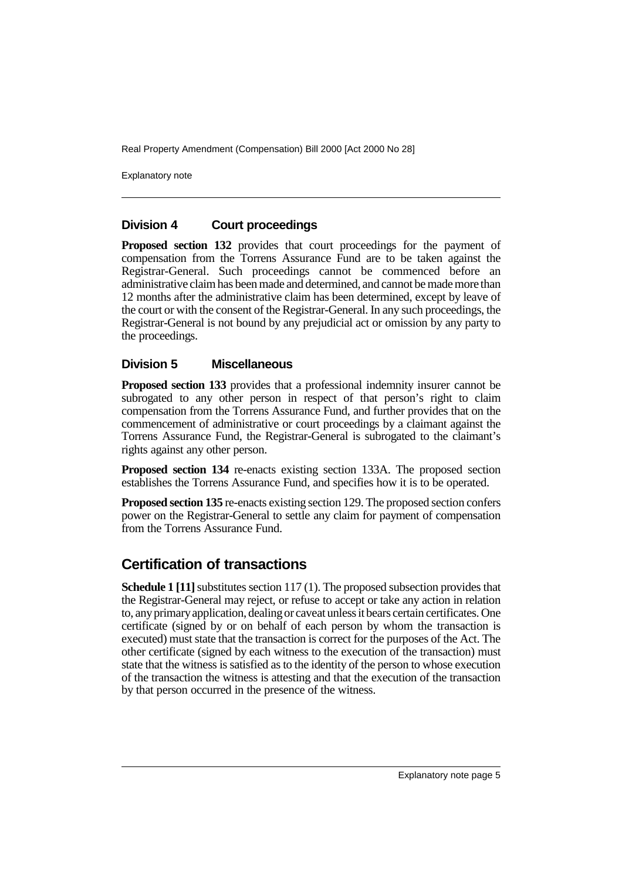### Division 4 Court proceedings

**Proposed section 132** provides that court proceedings for the payment of compensation from the Torrens Assurance Fund are to be taken against the Registrar-General. Such proceedings cannot be commenced before an administrative claim has been made and determined, and cannot be made more than 12 months after the administrative claim has been determined, except by leave of the court or with the consent of the Registrar-General. In any such proceedings, the Registrar-General is not bound by any prejudicial act or omission by any party to the proceedings.

### Division 5 Miscellaneous

**Proposed section 133** provides that a professional indemnity insurer cannot be subrogated to any other person in respect of that person's right to claim compensation from the Torrens Assurance Fund, and further provides that on the commencement of administrative or court proceedings by a claimant against the Torrens Assurance Fund, the Registrar-General is subrogated to the claimant's rights against any other person.

**Proposed section 134** re-enacts existing section 133A. The proposed section establishes the Torrens Assurance Fund, and specifies how it is to be operated.

**Proposed section 135** re-enacts existing section 129. The proposed section confers power on the Registrar-General to settle any claim for payment of compensation from the Torrens Assurance Fund.

## Certification of transactions

**Schedule 1 [11]** substitutes section 117 (1). The proposed subsection provides that the Registrar-General may reject, or refuse to accept or take any action in relation to, any primary application, dealing or caveat unless it bears certain certificates. One certificate (signed by or on behalf of each person by whom the transaction is executed) must state that the transaction is correct for the purposes of the Act. The other certificate (signed by each witness to the execution of the transaction) must state that the witness is satisfied as to the identity of the person to whose execution of the transaction the witness is attesting and that the execution of the transaction by that person occurred in the presence of the witness.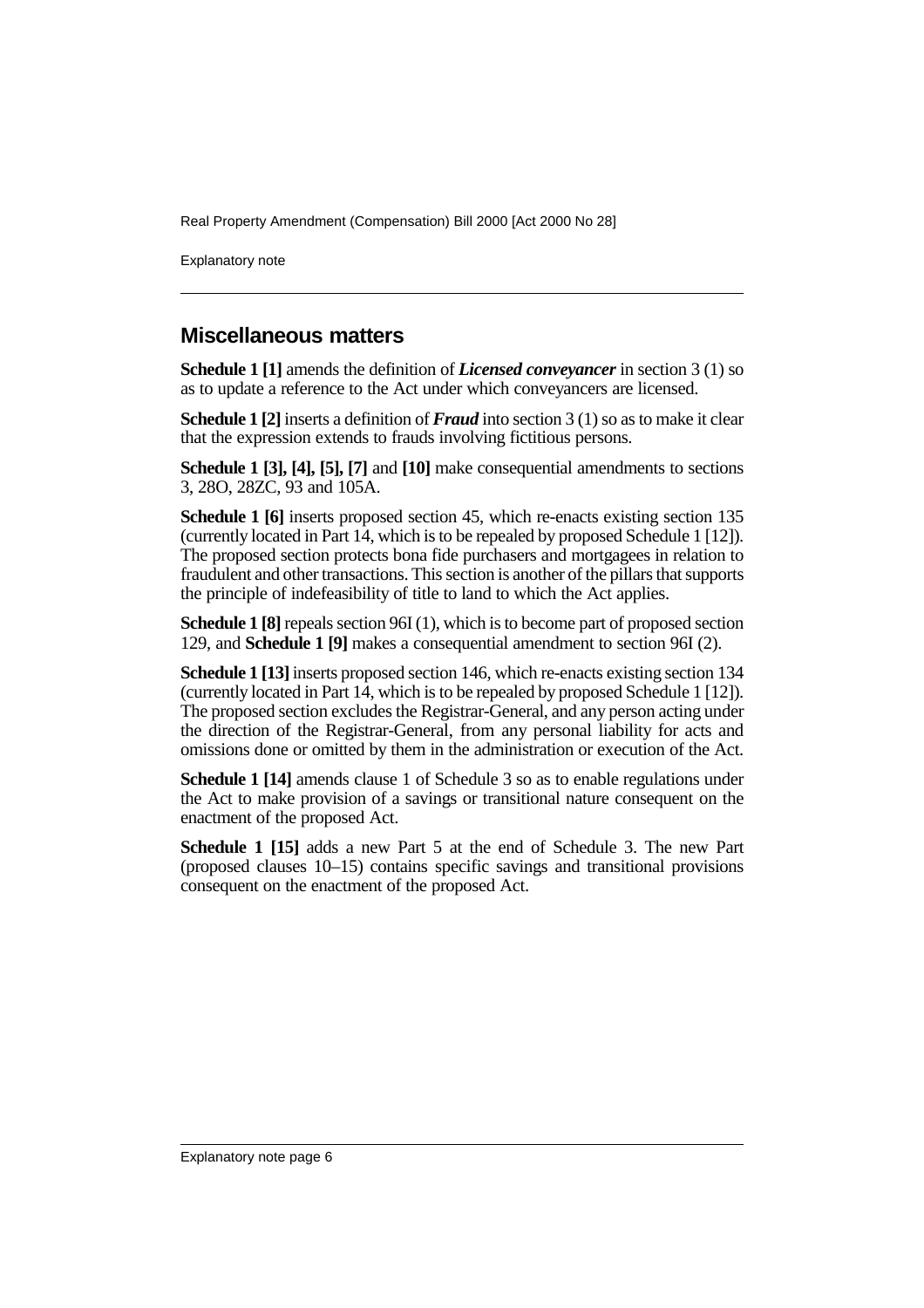## Miscellaneous matters

**Schedule 1 [1]** amends the definition of ***Licensed conveyancer*** in section 3 (1) so as to update a reference to the Act under which conveyancers are licensed.

**Schedule 1 [2]** inserts a definition of ***Fraud*** into section 3 (1) so as to make it clear that the expression extends to frauds involving fictitious persons.

**Schedule 1 [3], [4], [5], [7]** and **[10]** make consequential amendments to sections 3, 28O, 28ZC, 93 and 105A.

**Schedule 1 [6]** inserts proposed section 45, which re-enacts existing section 135 (currently located in Part 14, which is to be repealed by proposed Schedule 1 [12]). The proposed section protects bona fide purchasers and mortgagees in relation to fraudulent and other transactions. This section is another of the pillars that supports the principle of indefeasibility of title to land to which the Act applies.

**Schedule 1 [8]** repeals section 96I (1), which is to become part of proposed section 129, and **Schedule 1 [9]** makes a consequential amendment to section 96I (2).

**Schedule 1 [13]** inserts proposed section 146, which re-enacts existing section 134 (currently located in Part 14, which is to be repealed by proposed Schedule 1 [12]). The proposed section excludes the Registrar-General, and any person acting under the direction of the Registrar-General, from any personal liability for acts and omissions done or omitted by them in the administration or execution of the Act.

**Schedule 1 [14]** amends clause 1 of Schedule 3 so as to enable regulations under the Act to make provision of a savings or transitional nature consequent on the enactment of the proposed Act.

**Schedule 1 [15]** adds a new Part 5 at the end of Schedule 3. The new Part (proposed clauses 10–15) contains specific savings and transitional provisions consequent on the enactment of the proposed Act.